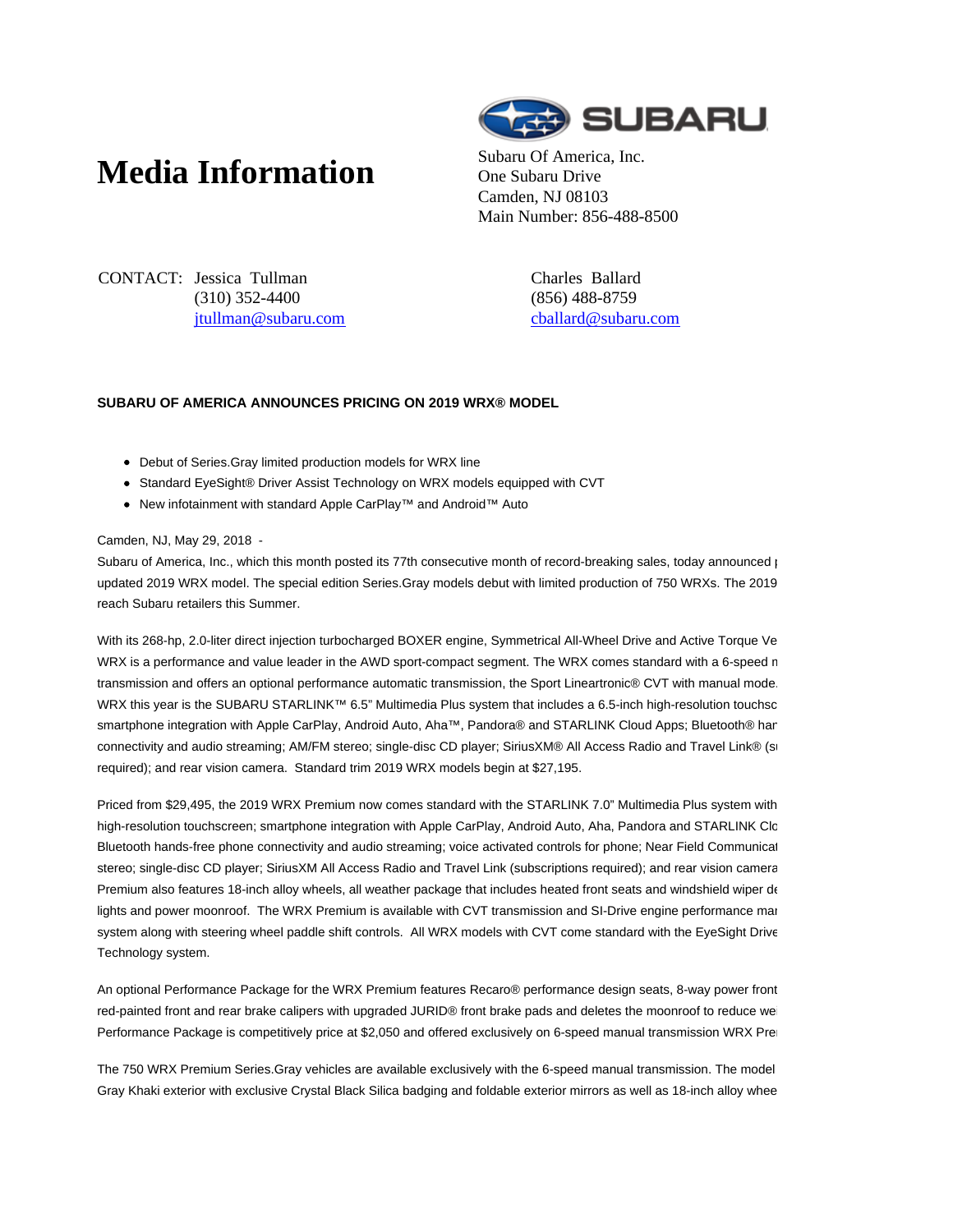# Media Information

Subaru Of America, Inc.
One Subaru Drive
Camden, NJ 08103
Main Number: 856-488-8500

CONTACT: Jessica Tullman
(310) 352-4400
jtullman@subaru.com

Charles Ballard
(856) 488-8759
cballard@subaru.com

**SUBARU OF AMERICA ANNOUNCES PRICING ON 2019 WRX® MODEL**

- Debut of Series.Gray limited production models for WRX line
- Standard EyeSight® Driver Assist Technology on WRX models equipped with CVT
- New infotainment with standard Apple CarPlay™ and Android™ Auto

Camden, NJ, May 29, 2018 -

Subaru of America, Inc., which this month posted its 77th consecutive month of record-breaking sales, today announced p updated 2019 WRX model. The special edition Series.Gray models debut with limited production of 750 WRXs. The 2019 reach Subaru retailers this Summer.

With its 268-hp, 2.0-liter direct injection turbocharged BOXER engine, Symmetrical All-Wheel Drive and Active Torque Ve WRX is a performance and value leader in the AWD sport-compact segment. The WRX comes standard with a 6-speed m transmission and offers an optional performance automatic transmission, the Sport Lineartronic® CVT with manual mode. WRX this year is the SUBARU STARLINK™ 6.5" Multimedia Plus system that includes a 6.5-inch high-resolution touchsc smartphone integration with Apple CarPlay, Android Auto, Aha™, Pandora® and STARLINK Cloud Apps; Bluetooth® har connectivity and audio streaming; AM/FM stereo; single-disc CD player; SiriusXM® All Access Radio and Travel Link® (su required); and rear vision camera. Standard trim 2019 WRX models begin at $27,195.

Priced from $29,495, the 2019 WRX Premium now comes standard with the STARLINK 7.0" Multimedia Plus system with high-resolution touchscreen; smartphone integration with Apple CarPlay, Android Auto, Aha, Pandora and STARLINK Clo Bluetooth hands-free phone connectivity and audio streaming; voice activated controls for phone; Near Field Communicat stereo; single-disc CD player; SiriusXM All Access Radio and Travel Link (subscriptions required); and rear vision camera Premium also features 18-inch alloy wheels, all weather package that includes heated front seats and windshield wiper de lights and power moonroof. The WRX Premium is available with CVT transmission and SI-Drive engine performance mar system along with steering wheel paddle shift controls. All WRX models with CVT come standard with the EyeSight Drive Technology system.

An optional Performance Package for the WRX Premium features Recaro® performance design seats, 8-way power front red-painted front and rear brake calipers with upgraded JURID® front brake pads and deletes the moonroof to reduce we Performance Package is competitively price at $2,050 and offered exclusively on 6-speed manual transmission WRX Pre

The 750 WRX Premium Series.Gray vehicles are available exclusively with the 6-speed manual transmission. The model Gray Khaki exterior with exclusive Crystal Black Silica badging and foldable exterior mirrors as well as 18-inch alloy whee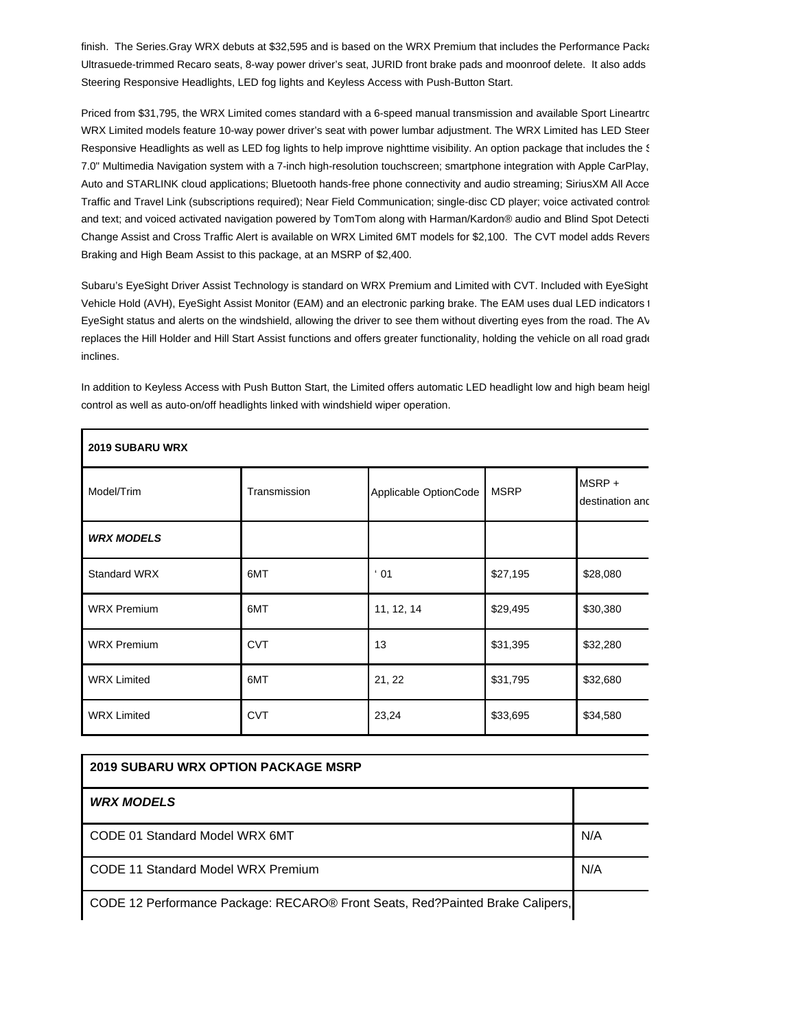finish. The Series.Gray WRX debuts at $32,595 and is based on the WRX Premium that includes the Performance Packa Ultrasuede-trimmed Recaro seats, 8-way power driver's seat, JURID front brake pads and moonroof delete. It also adds Steering Responsive Headlights, LED fog lights and Keyless Access with Push-Button Start.

Priced from $31,795, the WRX Limited comes standard with a 6-speed manual transmission and available Sport Lineartro WRX Limited models feature 10-way power driver's seat with power lumbar adjustment. The WRX Limited has LED Steer Responsive Headlights as well as LED fog lights to help improve nighttime visibility. An option package that includes the S 7.0" Multimedia Navigation system with a 7-inch high-resolution touchscreen; smartphone integration with Apple CarPlay, Auto and STARLINK cloud applications; Bluetooth hands-free phone connectivity and audio streaming; SiriusXM All Acce Traffic and Travel Link (subscriptions required); Near Field Communication; single-disc CD player; voice activated control and text; and voiced activated navigation powered by TomTom along with Harman/Kardon® audio and Blind Spot Detecti Change Assist and Cross Traffic Alert is available on WRX Limited 6MT models for $2,100. The CVT model adds Revers Braking and High Beam Assist to this package, at an MSRP of $2,400.

Subaru's EyeSight Driver Assist Technology is standard on WRX Premium and Limited with CVT. Included with EyeSight Vehicle Hold (AVH), EyeSight Assist Monitor (EAM) and an electronic parking brake. The EAM uses dual LED indicators t EyeSight status and alerts on the windshield, allowing the driver to see them without diverting eyes from the road. The AV replaces the Hill Holder and Hill Start Assist functions and offers greater functionality, holding the vehicle on all road grade inclines.

In addition to Keyless Access with Push Button Start, the Limited offers automatic LED headlight low and high beam heigl control as well as auto-on/off headlights linked with windshield wiper operation.

| **2019 SUBARU WRX** | | | | |
|---|---|---|---|---|
| Model/Trim | Transmission | Applicable OptionCode | MSRP | MSRP + destination anc |
| ***WRX MODELS*** | | | | |
| Standard WRX | 6MT | ' 01 | $27,195 | $28,080 |
| WRX Premium | 6MT | 11, 12, 14 | $29,495 | $30,380 |
| WRX Premium | CVT | 13 | $31,395 | $32,280 |
| WRX Limited | 6MT | 21, 22 | $31,795 | $32,680 |
| WRX Limited | CVT | 23,24 | $33,695 | $34,580 |

| **2019 SUBARU WRX OPTION PACKAGE MSRP** | |
|---|---|
| ***WRX MODELS*** | |
| CODE 01 Standard Model WRX 6MT | N/A |
| CODE 11 Standard Model WRX Premium | N/A |
| CODE 12 Performance Package: RECARO® Front Seats, Red?Painted Brake Calipers, | |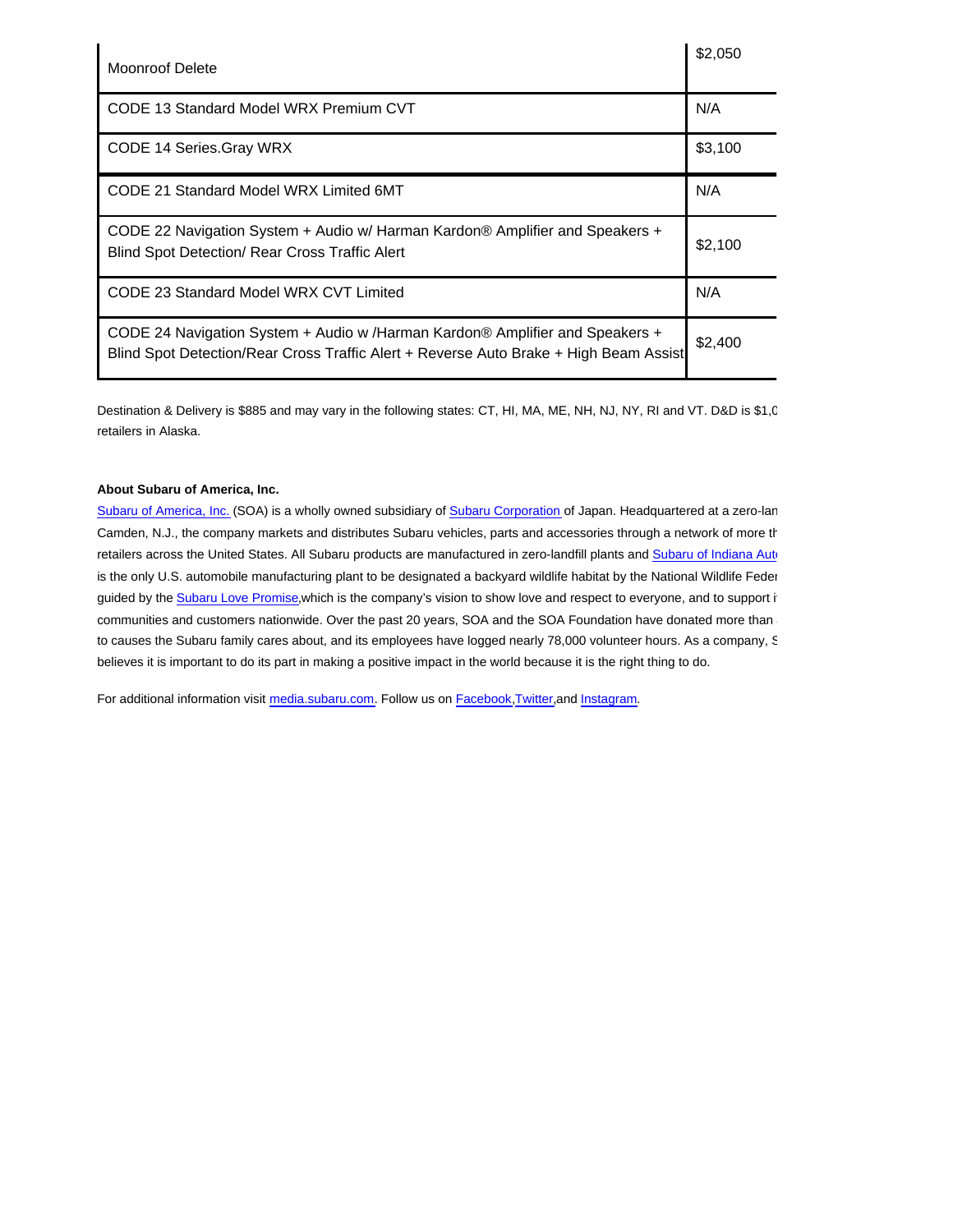| | |
|---|---|
| Moonroof Delete | $2,050 |
| CODE 13 Standard Model WRX Premium CVT | N/A |
| CODE 14 Series.Gray WRX | $3,100 |
| CODE 21 Standard Model WRX Limited 6MT | N/A |
| CODE 22 Navigation System + Audio w/ Harman Kardon® Amplifier and Speakers + Blind Spot Detection/ Rear Cross Traffic Alert | $2,100 |
| CODE 23 Standard Model WRX CVT Limited | N/A |
| CODE 24 Navigation System + Audio w /Harman Kardon® Amplifier and Speakers + Blind Spot Detection/Rear Cross Traffic Alert + Reverse Auto Brake + High Beam Assist | $2,400 |

Destination & Delivery is $885 and may vary in the following states: CT, HI, MA, ME, NH, NJ, NY, RI and VT. D&D is $1,0 retailers in Alaska.

**About Subaru of America, Inc.**

Subaru of America, Inc. (SOA) is a wholly owned subsidiary of Subaru Corporation of Japan. Headquartered at a zero-lan Camden, N.J., the company markets and distributes Subaru vehicles, parts and accessories through a network of more th retailers across the United States. All Subaru products are manufactured in zero-landfill plants and Subaru of Indiana Aut is the only U.S. automobile manufacturing plant to be designated a backyard wildlife habitat by the National Wildlife Feder guided by the Subaru Love Promise,which is the company's vision to show love and respect to everyone, and to support i communities and customers nationwide. Over the past 20 years, SOA and the SOA Foundation have donated more than to causes the Subaru family cares about, and its employees have logged nearly 78,000 volunteer hours. As a company, S believes it is important to do its part in making a positive impact in the world because it is the right thing to do.

For additional information visit media.subaru.com. Follow us on Facebook,Twitter,and Instagram.